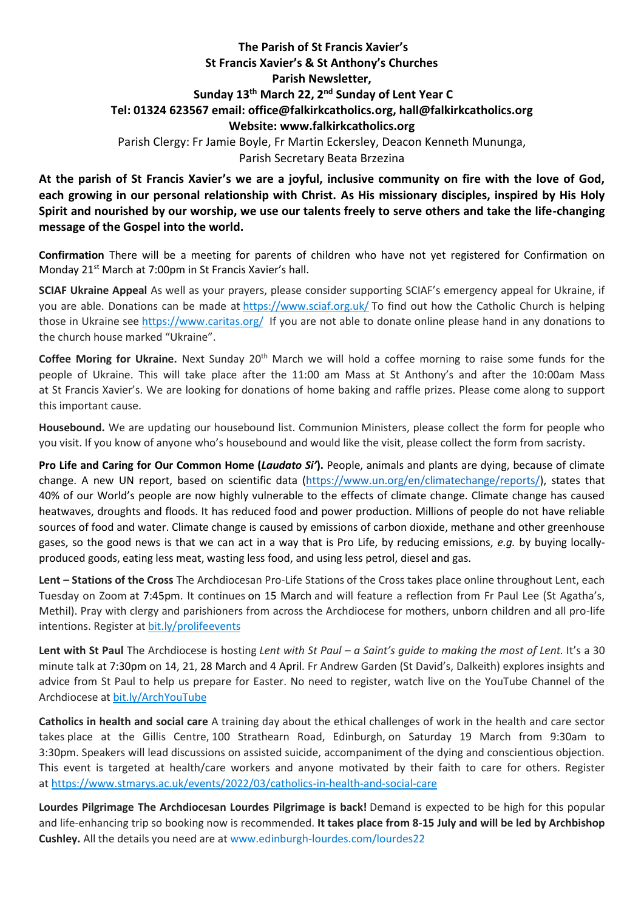**The Parish of St Francis Xavier's**
**St Francis Xavier's & St Anthony's Churches**
**Parish Newsletter,**
**Sunday 13th March 22, 2nd Sunday of Lent Year C**
**Tel: 01324 623567 email: office@falkirkcatholics.org, hall@falkirkcatholics.org**
**Website: www.falkirkcatholics.org**

Parish Clergy: Fr Jamie Boyle, Fr Martin Eckersley, Deacon Kenneth Mununga,
Parish Secretary Beata Brzezina

**At the parish of St Francis Xavier's we are a joyful, inclusive community on fire with the love of God, each growing in our personal relationship with Christ. As His missionary disciples, inspired by His Holy Spirit and nourished by our worship, we use our talents freely to serve others and take the life-changing message of the Gospel into the world.**

**Confirmation** There will be a meeting for parents of children who have not yet registered for Confirmation on Monday 21st March at 7:00pm in St Francis Xavier's hall.

**SCIAF Ukraine Appeal** As well as your prayers, please consider supporting SCIAF's emergency appeal for Ukraine, if you are able. Donations can be made at https://www.sciaf.org.uk/ To find out how the Catholic Church is helping those in Ukraine see https://www.caritas.org/ If you are not able to donate online please hand in any donations to the church house marked "Ukraine".

**Coffee Moring for Ukraine.** Next Sunday 20th March we will hold a coffee morning to raise some funds for the people of Ukraine. This will take place after the 11:00 am Mass at St Anthony's and after the 10:00am Mass at St Francis Xavier's. We are looking for donations of home baking and raffle prizes. Please come along to support this important cause.

**Housebound.** We are updating our housebound list. Communion Ministers, please collect the form for people who you visit. If you know of anyone who's housebound and would like the visit, please collect the form from sacristy.

**Pro Life and Caring for Our Common Home (*Laudato Si'*).** People, animals and plants are dying, because of climate change. A new UN report, based on scientific data (https://www.un.org/en/climatechange/reports/), states that 40% of our World's people are now highly vulnerable to the effects of climate change. Climate change has caused heatwaves, droughts and floods. It has reduced food and power production. Millions of people do not have reliable sources of food and water. Climate change is caused by emissions of carbon dioxide, methane and other greenhouse gases, so the good news is that we can act in a way that is Pro Life, by reducing emissions, *e.g.* by buying locally-produced goods, eating less meat, wasting less food, and using less petrol, diesel and gas.

**Lent – Stations of the Cross** The Archdiocesan Pro-Life Stations of the Cross takes place online throughout Lent, each Tuesday on Zoom at 7:45pm. It continues on 15 March and will feature a reflection from Fr Paul Lee (St Agatha's, Methil). Pray with clergy and parishioners from across the Archdiocese for mothers, unborn children and all pro-life intentions. Register at bit.ly/prolifeevents

**Lent with St Paul** The Archdiocese is hosting *Lent with St Paul – a Saint's guide to making the most of Lent.* It's a 30 minute talk at 7:30pm on 14, 21, 28 March and 4 April. Fr Andrew Garden (St David's, Dalkeith) explores insights and advice from St Paul to help us prepare for Easter. No need to register, watch live on the YouTube Channel of the Archdiocese at bit.ly/ArchYouTube

**Catholics in health and social care** A training day about the ethical challenges of work in the health and care sector takes place at the Gillis Centre, 100 Strathearn Road, Edinburgh, on Saturday 19 March from 9:30am to 3:30pm. Speakers will lead discussions on assisted suicide, accompaniment of the dying and conscientious objection. This event is targeted at health/care workers and anyone motivated by their faith to care for others. Register at https://www.stmarys.ac.uk/events/2022/03/catholics-in-health-and-social-care

**Lourdes Pilgrimage The Archdiocesan Lourdes Pilgrimage is back!** Demand is expected to be high for this popular and life-enhancing trip so booking now is recommended. **It takes place from 8-15 July and will be led by Archbishop Cushley.** All the details you need are at www.edinburgh-lourdes.com/lourdes22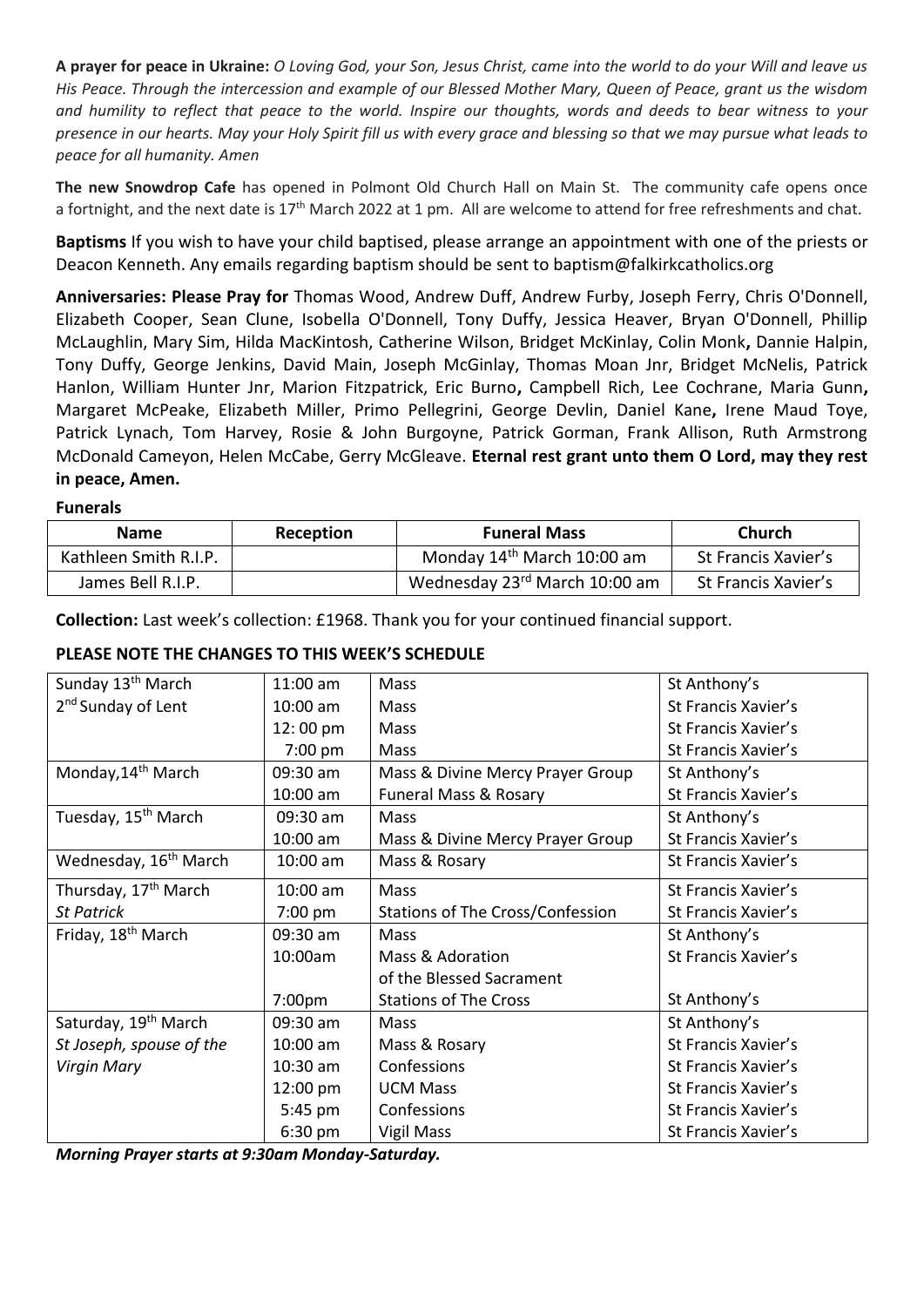**A prayer for peace in Ukraine:** *O Loving God, your Son, Jesus Christ, came into the world to do your Will and leave us His Peace. Through the intercession and example of our Blessed Mother Mary, Queen of Peace, grant us the wisdom and humility to reflect that peace to the world. Inspire our thoughts, words and deeds to bear witness to your presence in our hearts. May your Holy Spirit fill us with every grace and blessing so that we may pursue what leads to peace for all humanity. Amen*

**The new Snowdrop Cafe** has opened in Polmont Old Church Hall on Main St. The community cafe opens once a fortnight, and the next date is 17th March 2022 at 1 pm. All are welcome to attend for free refreshments and chat.

**Baptisms** If you wish to have your child baptised, please arrange an appointment with one of the priests or Deacon Kenneth. Any emails regarding baptism should be sent to baptism@falkirkcatholics.org

**Anniversaries: Please Pray for** Thomas Wood, Andrew Duff, Andrew Furby, Joseph Ferry, Chris O'Donnell, Elizabeth Cooper, Sean Clune, Isobella O'Donnell, Tony Duffy, Jessica Heaver, Bryan O'Donnell, Phillip McLaughlin, Mary Sim, Hilda MacKintosh, Catherine Wilson, Bridget McKinlay, Colin Monk**,** Dannie Halpin, Tony Duffy, George Jenkins, David Main, Joseph McGinlay, Thomas Moan Jnr, Bridget McNelis, Patrick Hanlon, William Hunter Jnr, Marion Fitzpatrick, Eric Burno**,** Campbell Rich, Lee Cochrane, Maria Gunn**,** Margaret McPeake, Elizabeth Miller, Primo Pellegrini, George Devlin, Daniel Kane**,** Irene Maud Toye, Patrick Lynach, Tom Harvey, Rosie & John Burgoyne, Patrick Gorman, Frank Allison, Ruth Armstrong McDonald Cameyon, Helen McCabe, Gerry McGleave. **Eternal rest grant unto them O Lord, may they rest in peace, Amen.**

**Funerals**

| Name | Reception | Funeral Mass | Church |
|---|---|---|---|
| Kathleen Smith R.I.P. | | Monday 14th March 10:00 am | St Francis Xavier's |
| James Bell R.I.P. | | Wednesday 23rd March 10:00 am | St Francis Xavier's |

**Collection:** Last week's collection: £1968. Thank you for your continued financial support.

**PLEASE NOTE THE CHANGES TO THIS WEEK'S SCHEDULE**

| | | | |
|---|---|---|---|
| Sunday 13th March | 11:00 am | Mass | St Anthony's |
| 2nd Sunday of Lent | 10:00 am | Mass | St Francis Xavier's |
| | 12: 00 pm | Mass | St Francis Xavier's |
| | 7:00 pm | Mass | St Francis Xavier's |
| Monday,14th March | 09:30 am | Mass & Divine Mercy Prayer Group | St Anthony's |
| | 10:00 am | Funeral Mass & Rosary | St Francis Xavier's |
| Tuesday, 15th March | 09:30 am | Mass | St Anthony's |
| | 10:00 am | Mass & Divine Mercy Prayer Group | St Francis Xavier's |
| Wednesday, 16th March | 10:00 am | Mass & Rosary | St Francis Xavier's |
| Thursday, 17th March | 10:00 am | Mass | St Francis Xavier's |
| *St Patrick* | 7:00 pm | Stations of The Cross/Confession | St Francis Xavier's |
| Friday, 18th March | 09:30 am | Mass | St Anthony's |
| | 10:00am | Mass & Adoration of the Blessed Sacrament | St Francis Xavier's |
| | 7:00pm | Stations of The Cross | St Anthony's |
| Saturday, 19th March | 09:30 am | Mass | St Anthony's |
| *St Joseph, spouse of the* | 10:00 am | Mass & Rosary | St Francis Xavier's |
| *Virgin Mary* | 10:30 am | Confessions | St Francis Xavier's |
| | 12:00 pm | UCM Mass | St Francis Xavier's |
| | 5:45 pm | Confessions | St Francis Xavier's |
| | 6:30 pm | Vigil Mass | St Francis Xavier's |

***Morning Prayer starts at 9:30am Monday-Saturday.***